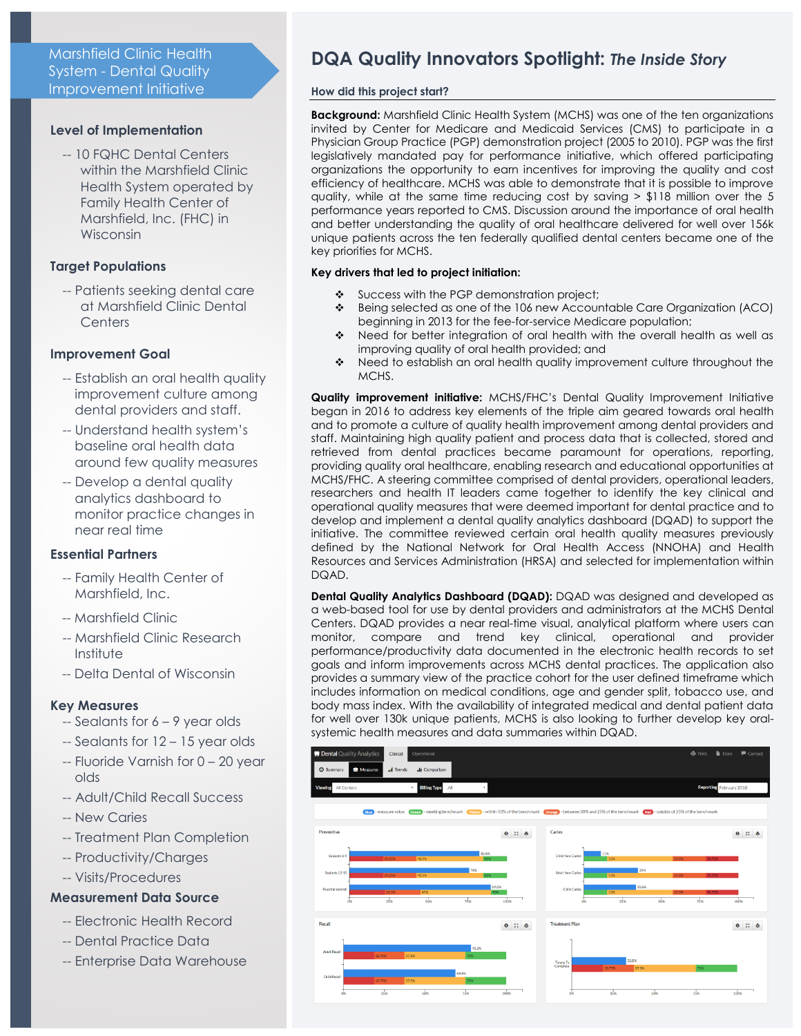# Marshfield Clinic Health System - Dental Quality Improvement Initiative

### Level of Implementation

-- 10 FQHC Dental Centers within the Marshfield Clinic Health System operated by Family Health Center of Marshfield, Inc. (FHC) in Wisconsin

### Target Populations

-- Patients seeking dental care at Marshfield Clinic Dental Centers

### Improvement Goal

-- Establish an oral health quality improvement culture among dental providers and staff.

-- Understand health system's baseline oral health data around few quality measures

-- Develop a dental quality analytics dashboard to monitor practice changes in near real time

### Essential Partners

-- Family Health Center of Marshfield, Inc.

-- Marshfield Clinic

-- Marshfield Clinic Research Institute

-- Delta Dental of Wisconsin

### Key Measures

-- Sealants for 6 – 9 year olds

-- Sealants for 12 – 15 year olds

-- Fluoride Varnish for 0 – 20 year olds

-- Adult/Child Recall Success

-- New Caries

-- Treatment Plan Completion

-- Productivity/Charges

-- Visits/Procedures

### Measurement Data Source

-- Electronic Health Record

-- Dental Practice Data

-- Enterprise Data Warehouse

# DQA Quality Innovators Spotlight: *The Inside Story*

## How did this project start?

**Background:** Marshfield Clinic Health System (MCHS) was one of the ten organizations invited by Center for Medicare and Medicaid Services (CMS) to participate in a Physician Group Practice (PGP) demonstration project (2005 to 2010). PGP was the first legislatively mandated pay for performance initiative, which offered participating organizations the opportunity to earn incentives for improving the quality and cost efficiency of healthcare. MCHS was able to demonstrate that it is possible to improve quality, while at the same time reducing cost by saving > $118 million over the 5 performance years reported to CMS. Discussion around the importance of oral health and better understanding the quality of oral healthcare delivered for well over 156k unique patients across the ten federally qualified dental centers became one of the key priorities for MCHS.

**Key drivers that led to project initiation:**

- Success with the PGP demonstration project;
- Being selected as one of the 106 new Accountable Care Organization (ACO) beginning in 2013 for the fee-for-service Medicare population;
- Need for better integration of oral health with the overall health as well as improving quality of oral health provided; and
- Need to establish an oral health quality improvement culture throughout the MCHS.

**Quality improvement initiative:** MCHS/FHC's Dental Quality Improvement Initiative began in 2016 to address key elements of the triple aim geared towards oral health and to promote a culture of quality health improvement among dental providers and staff. Maintaining high quality patient and process data that is collected, stored and retrieved from dental practices became paramount for operations, reporting, providing quality oral healthcare, enabling research and educational opportunities at MCHS/FHC. A steering committee comprised of dental providers, operational leaders, researchers and health IT leaders came together to identify the key clinical and operational quality measures that were deemed important for dental practice and to develop and implement a dental quality analytics dashboard (DQAD) to support the initiative. The committee reviewed certain oral health quality measures previously defined by the National Network for Oral Health Access (NNOHA) and Health Resources and Services Administration (HRSA) and selected for implementation within DQAD.

**Dental Quality Analytics Dashboard (DQAD):** DQAD was designed and developed as a web-based tool for use by dental providers and administrators at the MCHS Dental Centers. DQAD provides a near real-time visual, analytical platform where users can monitor, compare and trend key clinical, operational and provider performance/productivity data documented in the electronic health records to set goals and inform improvements across MCHS dental practices. The application also provides a summary view of the practice cohort for the user defined timeframe which includes information on medical conditions, age and gender split, tobacco use, and body mass index. With the availability of integrated medical and dental patient data for well over 130k unique patients, MCHS is also looking to further develop key oral-systemic health measures and data summaries within DQAD.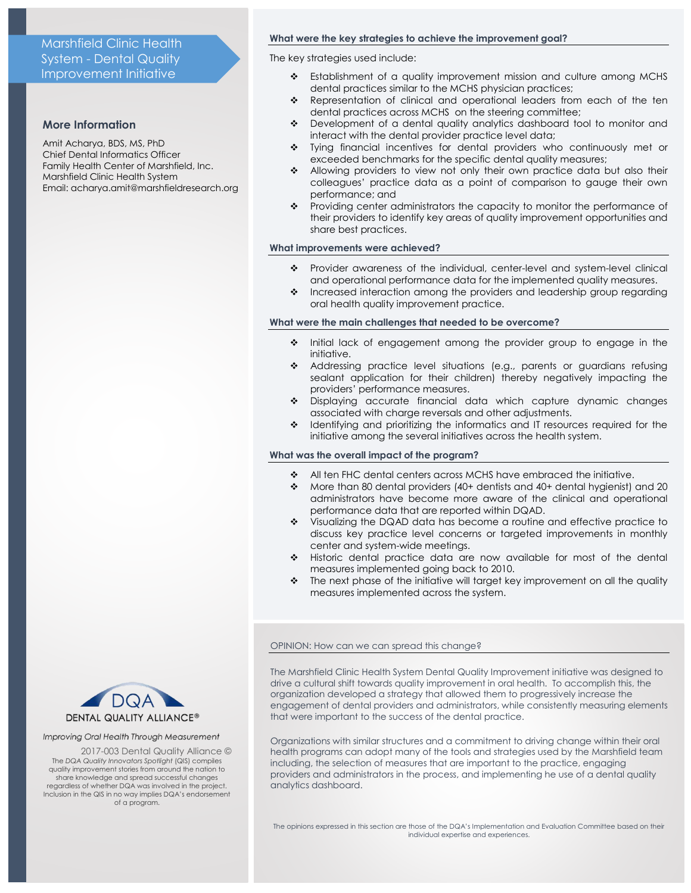# Marshfield Clinic Health System - Dental Quality Improvement Initiative

## More Information

Amit Acharya, BDS, MS, PhD
Chief Dental Informatics Officer
Family Health Center of Marshfield, Inc.
Marshfield Clinic Health System
Email: acharya.amit@marshfieldresearch.org

### What were the key strategies to achieve the improvement goal?

The key strategies used include:

- Establishment of a quality improvement mission and culture among MCHS dental practices similar to the MCHS physician practices;
- Representation of clinical and operational leaders from each of the ten dental practices across MCHS on the steering committee;
- Development of a dental quality analytics dashboard tool to monitor and interact with the dental provider practice level data;
- Tying financial incentives for dental providers who continuously met or exceeded benchmarks for the specific dental quality measures;
- Allowing providers to view not only their own practice data but also their colleagues' practice data as a point of comparison to gauge their own performance; and
- Providing center administrators the capacity to monitor the performance of their providers to identify key areas of quality improvement opportunities and share best practices.

### What improvements were achieved?

- Provider awareness of the individual, center-level and system-level clinical and operational performance data for the implemented quality measures.
- Increased interaction among the providers and leadership group regarding oral health quality improvement practice.

### What were the main challenges that needed to be overcome?

- Initial lack of engagement among the provider group to engage in the initiative.
- Addressing practice level situations (e.g., parents or guardians refusing sealant application for their children) thereby negatively impacting the providers' performance measures.
- Displaying accurate financial data which capture dynamic changes associated with charge reversals and other adjustments.
- Identifying and prioritizing the informatics and IT resources required for the initiative among the several initiatives across the health system.

### What was the overall impact of the program?

- All ten FHC dental centers across MCHS have embraced the initiative.
- More than 80 dental providers (40+ dentists and 40+ dental hygienist) and 20 administrators have become more aware of the clinical and operational performance data that are reported within DQAD.
- Visualizing the DQAD data has become a routine and effective practice to discuss key practice level concerns or targeted improvements in monthly center and system-wide meetings.
- Historic dental practice data are now available for most of the dental measures implemented going back to 2010.
- The next phase of the initiative will target key improvement on all the quality measures implemented across the system.

### OPINION: How can we can spread this change?

The Marshfield Clinic Health System Dental Quality Improvement initiative was designed to drive a cultural shift towards quality improvement in oral health. To accomplish this, the organization developed a strategy that allowed them to progressively increase the engagement of dental providers and administrators, while consistently measuring elements that were important to the success of the dental practice.

Organizations with similar structures and a commitment to driving change within their oral health programs can adopt many of the tools and strategies used by the Marshfield team including, the selection of measures that are important to the practice, engaging providers and administrators in the process, and implementing he use of a dental quality analytics dashboard.

The opinions expressed in this section are those of the DQA's Implementation and Evaluation Committee based on their individual expertise and experiences.

DQA
DENTAL QUALITY ALLIANCE®

*Improving Oral Health Through Measurement*

2017-003 Dental Quality Alliance ©
The *DQA Quality Innovators Spotlight* (QIS) compiles quality improvement stories from around the nation to share knowledge and spread successful changes regardless of whether DQA was involved in the project. Inclusion in the QIS in no way implies DQA's endorsement of a program.